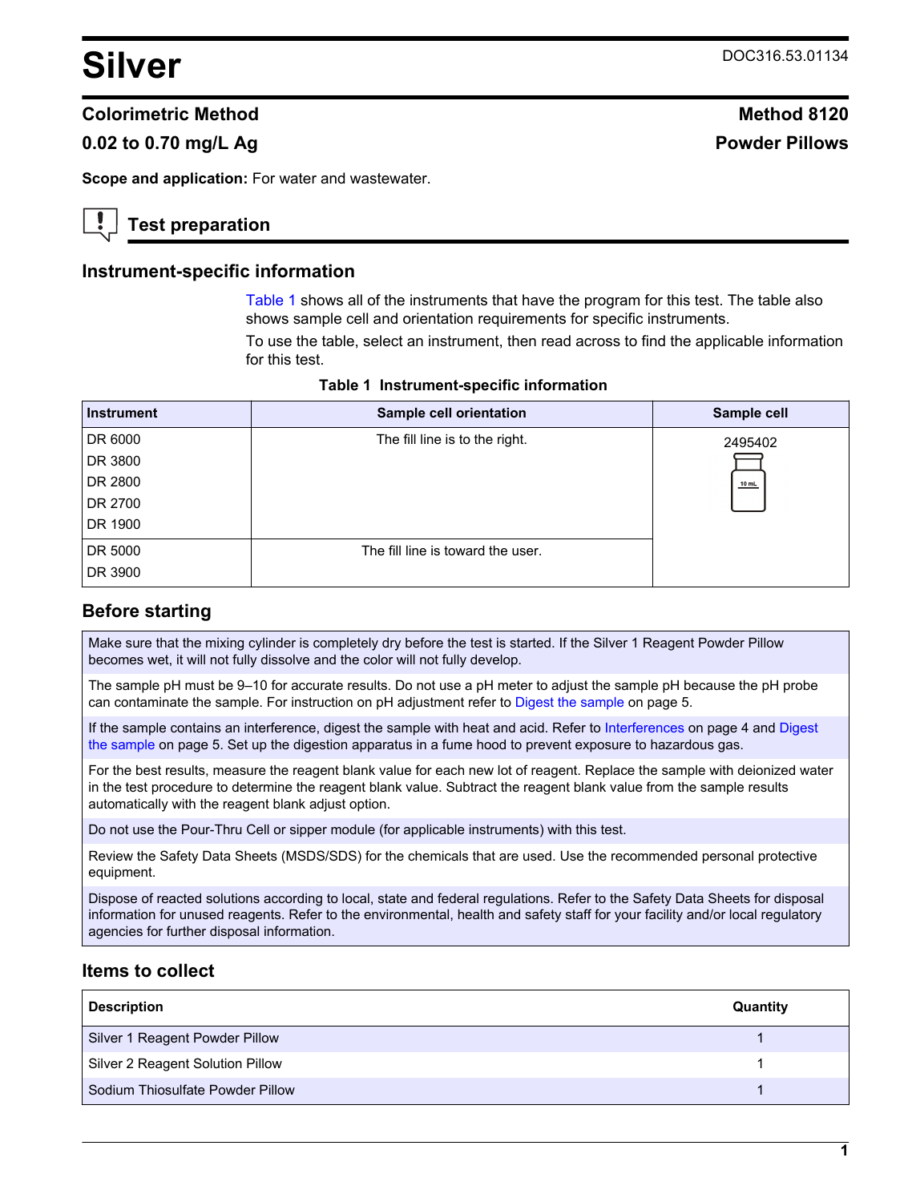# Silver

DOC316.53.01134

## Colorimetric Method

## Method 8120

**0.02 to 0.70 mg/L Ag**

**Powder Pillows**

**Scope and application:** For water and wastewater.

## Test preparation

### Instrument-specific information

Table 1 shows all of the instruments that have the program for this test. The table also shows sample cell and orientation requirements for specific instruments.

To use the table, select an instrument, then read across to find the applicable information for this test.

**Table 1 Instrument-specific information**

| Instrument | Sample cell orientation | Sample cell |
|---|---|---|
| DR 6000<br>DR 3800<br>DR 2800<br>DR 2700<br>DR 1900 | The fill line is to the right. | 2495402 |
| DR 5000<br>DR 3900 | The fill line is toward the user. | |

### Before starting

Make sure that the mixing cylinder is completely dry before the test is started. If the Silver 1 Reagent Powder Pillow becomes wet, it will not fully dissolve and the color will not fully develop.

The sample pH must be 9–10 for accurate results. Do not use a pH meter to adjust the sample pH because the pH probe can contaminate the sample. For instruction on pH adjustment refer to Digest the sample on page 5.

If the sample contains an interference, digest the sample with heat and acid. Refer to Interferences on page 4 and Digest the sample on page 5. Set up the digestion apparatus in a fume hood to prevent exposure to hazardous gas.

For the best results, measure the reagent blank value for each new lot of reagent. Replace the sample with deionized water in the test procedure to determine the reagent blank value. Subtract the reagent blank value from the sample results automatically with the reagent blank adjust option.

Do not use the Pour-Thru Cell or sipper module (for applicable instruments) with this test.

Review the Safety Data Sheets (MSDS/SDS) for the chemicals that are used. Use the recommended personal protective equipment.

Dispose of reacted solutions according to local, state and federal regulations. Refer to the Safety Data Sheets for disposal information for unused reagents. Refer to the environmental, health and safety staff for your facility and/or local regulatory agencies for further disposal information.

### Items to collect

| Description | Quantity |
|---|---|
| Silver 1 Reagent Powder Pillow | 1 |
| Silver 2 Reagent Solution Pillow | 1 |
| Sodium Thiosulfate Powder Pillow | 1 |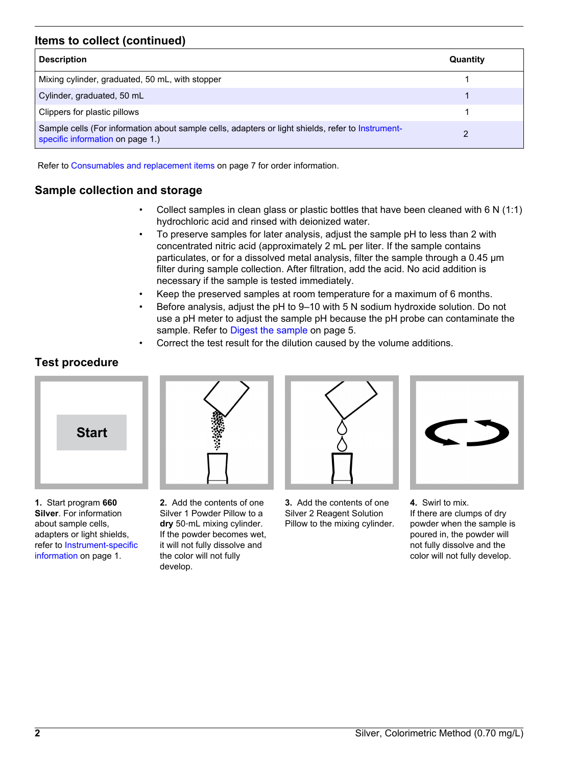## Items to collect (continued)

| Description | Quantity |
|---|---|
| Mixing cylinder, graduated, 50 mL, with stopper | 1 |
| Cylinder, graduated, 50 mL | 1 |
| Clippers for plastic pillows | 1 |
| Sample cells (For information about sample cells, adapters or light shields, refer to Instrument-specific information on page 1.) | 2 |

Refer to Consumables and replacement items on page 7 for order information.

## Sample collection and storage

- Collect samples in clean glass or plastic bottles that have been cleaned with 6 N (1:1) hydrochloric acid and rinsed with deionized water.
- To preserve samples for later analysis, adjust the sample pH to less than 2 with concentrated nitric acid (approximately 2 mL per liter. If the sample contains particulates, or for a dissolved metal analysis, filter the sample through a 0.45 µm filter during sample collection. After filtration, add the acid. No acid addition is necessary if the sample is tested immediately.
- Keep the preserved samples at room temperature for a maximum of 6 months.
- Before analysis, adjust the pH to 9–10 with 5 N sodium hydroxide solution. Do not use a pH meter to adjust the sample pH because the pH probe can contaminate the sample. Refer to Digest the sample on page 5.
- Correct the test result for the dilution caused by the volume additions.

## Test procedure

**1.** Start program **660 Silver**. For information about sample cells, adapters or light shields, refer to Instrument-specific information on page 1.

**2.** Add the contents of one Silver 1 Powder Pillow to a **dry** 50-mL mixing cylinder. If the powder becomes wet, it will not fully dissolve and the color will not fully develop.

**3.** Add the contents of one Silver 2 Reagent Solution Pillow to the mixing cylinder.

**4.** Swirl to mix. If there are clumps of dry powder when the sample is poured in, the powder will not fully dissolve and the color will not fully develop.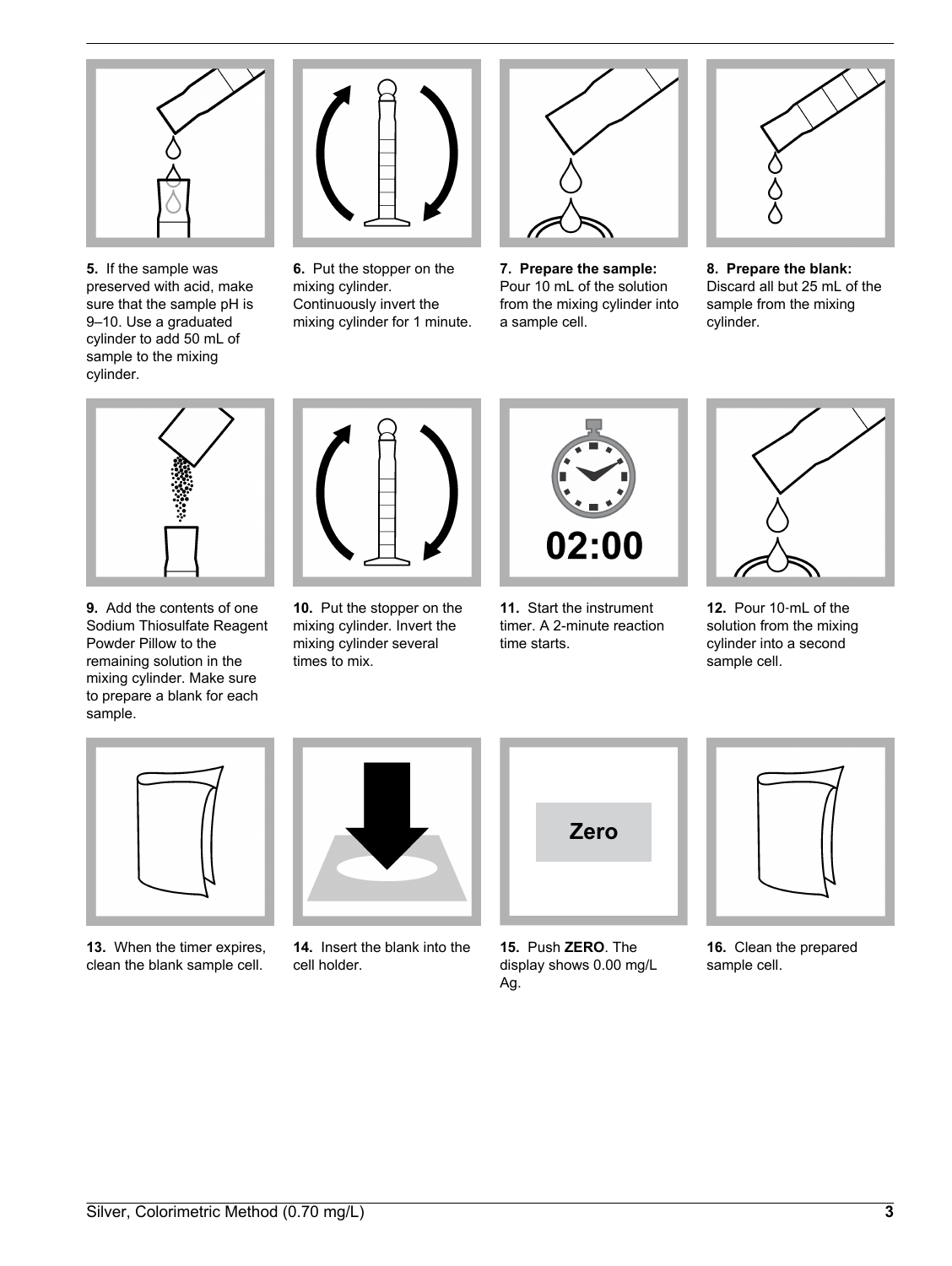5. If the sample was preserved with acid, make sure that the sample pH is 9–10. Use a graduated cylinder to add 50 mL of sample to the mixing cylinder.

6. Put the stopper on the mixing cylinder. Continuously invert the mixing cylinder for 1 minute.

7. **Prepare the sample:** Pour 10 mL of the solution from the mixing cylinder into a sample cell.

8. **Prepare the blank:** Discard all but 25 mL of the sample from the mixing cylinder.

9. Add the contents of one Sodium Thiosulfate Reagent Powder Pillow to the remaining solution in the mixing cylinder. Make sure to prepare a blank for each sample.

10. Put the stopper on the mixing cylinder. Invert the mixing cylinder several times to mix.

11. Start the instrument timer. A 2-minute reaction time starts.

12. Pour 10-mL of the solution from the mixing cylinder into a second sample cell.

13. When the timer expires, clean the blank sample cell.

14. Insert the blank into the cell holder.

15. Push **ZERO**. The display shows 0.00 mg/L Ag.

16. Clean the prepared sample cell.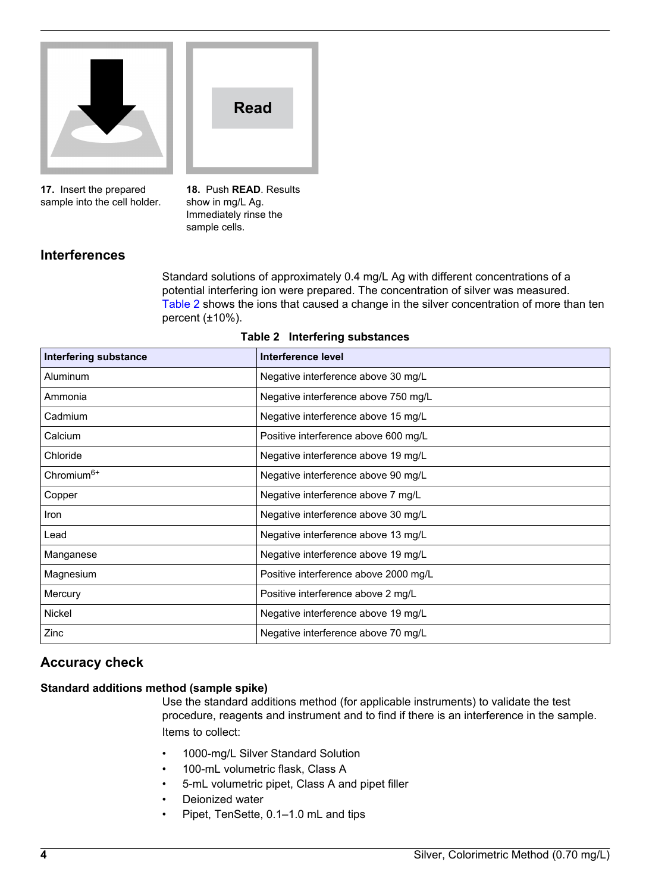17. Insert the prepared sample into the cell holder.

18. Push **READ**. Results show in mg/L Ag. Immediately rinse the sample cells.

## Interferences

Standard solutions of approximately 0.4 mg/L Ag with different concentrations of a potential interfering ion were prepared. The concentration of silver was measured. Table 2 shows the ions that caused a change in the silver concentration of more than ten percent (±10%).

**Table 2 Interfering substances**

| Interfering substance | Interference level |
|---|---|
| Aluminum | Negative interference above 30 mg/L |
| Ammonia | Negative interference above 750 mg/L |
| Cadmium | Negative interference above 15 mg/L |
| Calcium | Positive interference above 600 mg/L |
| Chloride | Negative interference above 19 mg/L |
| $Chromium^{6+}$ | Negative interference above 90 mg/L |
| Copper | Negative interference above 7 mg/L |
| Iron | Negative interference above 30 mg/L |
| Lead | Negative interference above 13 mg/L |
| Manganese | Negative interference above 19 mg/L |
| Magnesium | Positive interference above 2000 mg/L |
| Mercury | Positive interference above 2 mg/L |
| Nickel | Negative interference above 19 mg/L |
| Zinc | Negative interference above 70 mg/L |

## Accuracy check

### Standard additions method (sample spike)

Use the standard additions method (for applicable instruments) to validate the test procedure, reagents and instrument and to find if there is an interference in the sample.

Items to collect:

- 1000-mg/L Silver Standard Solution
- 100-mL volumetric flask, Class A
- 5-mL volumetric pipet, Class A and pipet filler
- Deionized water
- Pipet, TenSette, 0.1–1.0 mL and tips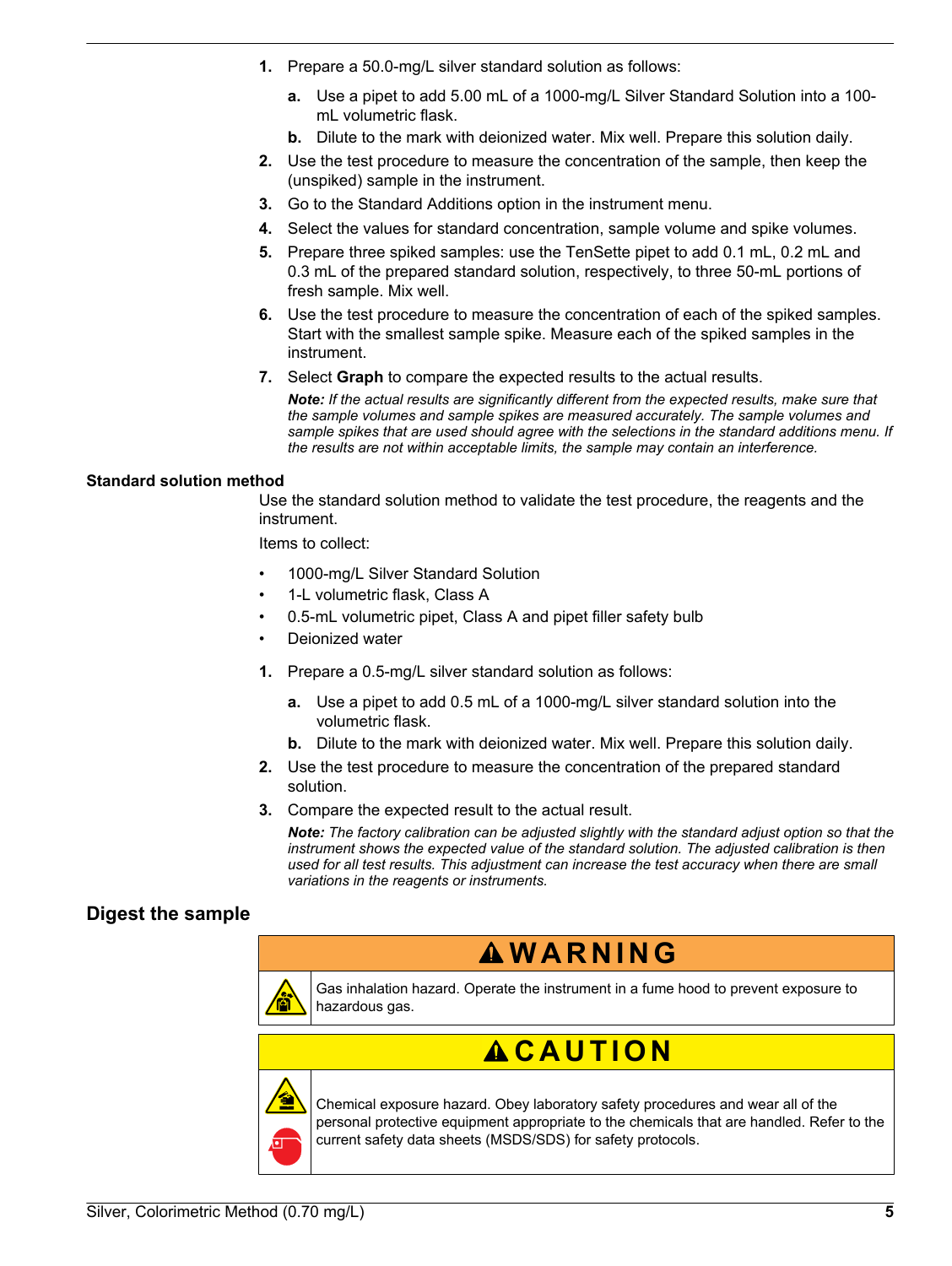1. Prepare a 50.0-mg/L silver standard solution as follows:
   a. Use a pipet to add 5.00 mL of a 1000-mg/L Silver Standard Solution into a 100-mL volumetric flask.
   b. Dilute to the mark with deionized water. Mix well. Prepare this solution daily.
2. Use the test procedure to measure the concentration of the sample, then keep the (unspiked) sample in the instrument.
3. Go to the Standard Additions option in the instrument menu.
4. Select the values for standard concentration, sample volume and spike volumes.
5. Prepare three spiked samples: use the TenSette pipet to add 0.1 mL, 0.2 mL and 0.3 mL of the prepared standard solution, respectively, to three 50-mL portions of fresh sample. Mix well.
6. Use the test procedure to measure the concentration of each of the spiked samples. Start with the smallest sample spike. Measure each of the spiked samples in the instrument.
7. Select **Graph** to compare the expected results to the actual results.

   ***Note:*** *If the actual results are significantly different from the expected results, make sure that the sample volumes and sample spikes are measured accurately. The sample volumes and sample spikes that are used should agree with the selections in the standard additions menu. If the results are not within acceptable limits, the sample may contain an interference.*

**Standard solution method**

Use the standard solution method to validate the test procedure, the reagents and the instrument.

Items to collect:

- 1000-mg/L Silver Standard Solution
- 1-L volumetric flask, Class A
- 0.5-mL volumetric pipet, Class A and pipet filler safety bulb
- Deionized water

1. Prepare a 0.5-mg/L silver standard solution as follows:
   a. Use a pipet to add 0.5 mL of a 1000-mg/L silver standard solution into the volumetric flask.
   b. Dilute to the mark with deionized water. Mix well. Prepare this solution daily.
2. Use the test procedure to measure the concentration of the prepared standard solution.
3. Compare the expected result to the actual result.

   ***Note:*** *The factory calibration can be adjusted slightly with the standard adjust option so that the instrument shows the expected value of the standard solution. The adjusted calibration is then used for all test results. This adjustment can increase the test accuracy when there are small variations in the reagents or instruments.*

## Digest the sample

**WARNING**

Gas inhalation hazard. Operate the instrument in a fume hood to prevent exposure to hazardous gas.

**CAUTION**

Chemical exposure hazard. Obey laboratory safety procedures and wear all of the personal protective equipment appropriate to the chemicals that are handled. Refer to the current safety data sheets (MSDS/SDS) for safety protocols.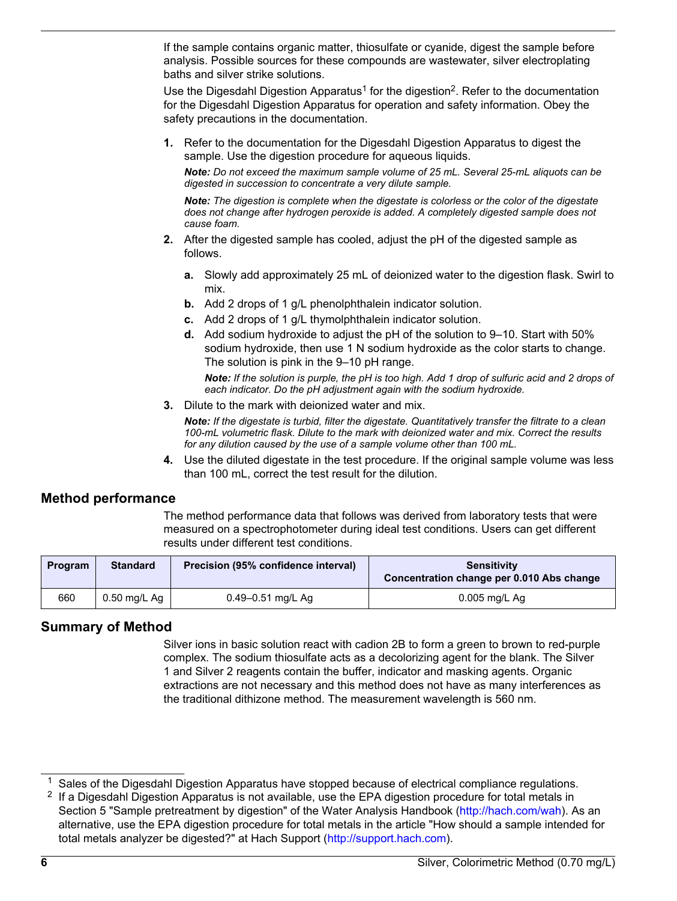If the sample contains organic matter, thiosulfate or cyanide, digest the sample before analysis. Possible sources for these compounds are wastewater, silver electroplating baths and silver strike solutions.

Use the Digesdahl Digestion Apparatus[1] for the digestion[2]. Refer to the documentation for the Digesdahl Digestion Apparatus for operation and safety information. Obey the safety precautions in the documentation.

1. Refer to the documentation for the Digesdahl Digestion Apparatus to digest the sample. Use the digestion procedure for aqueous liquids.

   ***Note:** Do not exceed the maximum sample volume of 25 mL. Several 25-mL aliquots can be digested in succession to concentrate a very dilute sample.*

   ***Note:** The digestion is complete when the digestate is colorless or the color of the digestate does not change after hydrogen peroxide is added. A completely digested sample does not cause foam.*

2. After the digested sample has cooled, adjust the pH of the digested sample as follows.

   a. Slowly add approximately 25 mL of deionized water to the digestion flask. Swirl to mix.
   b. Add 2 drops of 1 g/L phenolphthalein indicator solution.
   c. Add 2 drops of 1 g/L thymolphthalein indicator solution.
   d. Add sodium hydroxide to adjust the pH of the solution to 9–10. Start with 50% sodium hydroxide, then use 1 N sodium hydroxide as the color starts to change. The solution is pink in the 9–10 pH range.

      ***Note:** If the solution is purple, the pH is too high. Add 1 drop of sulfuric acid and 2 drops of each indicator. Do the pH adjustment again with the sodium hydroxide.*

3. Dilute to the mark with deionized water and mix.

   ***Note:** If the digestate is turbid, filter the digestate. Quantitatively transfer the filtrate to a clean 100-mL volumetric flask. Dilute to the mark with deionized water and mix. Correct the results for any dilution caused by the use of a sample volume other than 100 mL.*

4. Use the diluted digestate in the test procedure. If the original sample volume was less than 100 mL, correct the test result for the dilution.

## Method performance

The method performance data that follows was derived from laboratory tests that were measured on a spectrophotometer during ideal test conditions. Users can get different results under different test conditions.

| Program | Standard | Precision (95% confidence interval) | Sensitivity Concentration change per 0.010 Abs change |
|---|---|---|---|
| 660 | 0.50 mg/L Ag | 0.49–0.51 mg/L Ag | 0.005 mg/L Ag |

## Summary of Method

Silver ions in basic solution react with cadion 2B to form a green to brown to red-purple complex. The sodium thiosulfate acts as a decolorizing agent for the blank. The Silver 1 and Silver 2 reagents contain the buffer, indicator and masking agents. Organic extractions are not necessary and this method does not have as many interferences as the traditional dithizone method. The measurement wavelength is 560 nm.

[1] Sales of the Digesdahl Digestion Apparatus have stopped because of electrical compliance regulations.

[2] If a Digesdahl Digestion Apparatus is not available, use the EPA digestion procedure for total metals in Section 5 "Sample pretreatment by digestion" of the Water Analysis Handbook (http://hach.com/wah). As an alternative, use the EPA digestion procedure for total metals in the article "How should a sample intended for total metals analyzer be digested?" at Hach Support (http://support.hach.com).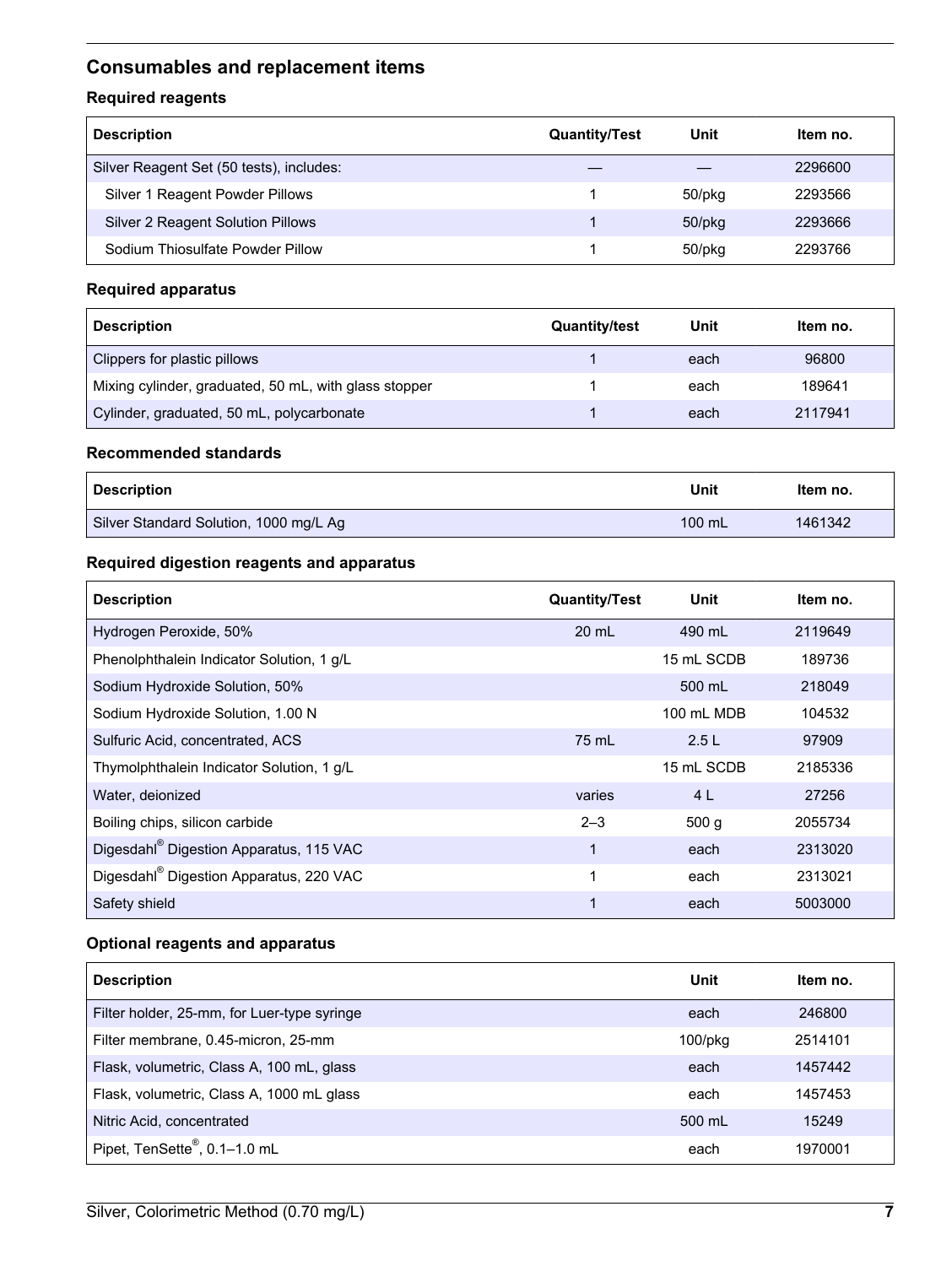## Consumables and replacement items

### Required reagents

| Description | Quantity/Test | Unit | Item no. |
|---|---|---|---|
| Silver Reagent Set (50 tests), includes: | — | — | 2296600 |
| Silver 1 Reagent Powder Pillows | 1 | 50/pkg | 2293566 |
| Silver 2 Reagent Solution Pillows | 1 | 50/pkg | 2293666 |
| Sodium Thiosulfate Powder Pillow | 1 | 50/pkg | 2293766 |

### Required apparatus

| Description | Quantity/test | Unit | Item no. |
|---|---|---|---|
| Clippers for plastic pillows | 1 | each | 96800 |
| Mixing cylinder, graduated, 50 mL, with glass stopper | 1 | each | 189641 |
| Cylinder, graduated, 50 mL, polycarbonate | 1 | each | 2117941 |

### Recommended standards

| Description | Unit | Item no. |
|---|---|---|
| Silver Standard Solution, 1000 mg/L Ag | 100 mL | 1461342 |

### Required digestion reagents and apparatus

| Description | Quantity/Test | Unit | Item no. |
|---|---|---|---|
| Hydrogen Peroxide, 50% | 20 mL | 490 mL | 2119649 |
| Phenolphthalein Indicator Solution, 1 g/L | | 15 mL SCDB | 189736 |
| Sodium Hydroxide Solution, 50% | | 500 mL | 218049 |
| Sodium Hydroxide Solution, 1.00 N | | 100 mL MDB | 104532 |
| Sulfuric Acid, concentrated, ACS | 75 mL | 2.5 L | 97909 |
| Thymolphthalein Indicator Solution, 1 g/L | | 15 mL SCDB | 2185336 |
| Water, deionized | varies | 4 L | 27256 |
| Boiling chips, silicon carbide | 2–3 | 500 g | 2055734 |
| Digesdahl® Digestion Apparatus, 115 VAC | 1 | each | 2313020 |
| Digesdahl® Digestion Apparatus, 220 VAC | 1 | each | 2313021 |
| Safety shield | 1 | each | 5003000 |

### Optional reagents and apparatus

| Description | Unit | Item no. |
|---|---|---|
| Filter holder, 25-mm, for Luer-type syringe | each | 246800 |
| Filter membrane, 0.45-micron, 25-mm | 100/pkg | 2514101 |
| Flask, volumetric, Class A, 100 mL, glass | each | 1457442 |
| Flask, volumetric, Class A, 1000 mL glass | each | 1457453 |
| Nitric Acid, concentrated | 500 mL | 15249 |
| Pipet, TenSette®, 0.1–1.0 mL | each | 1970001 |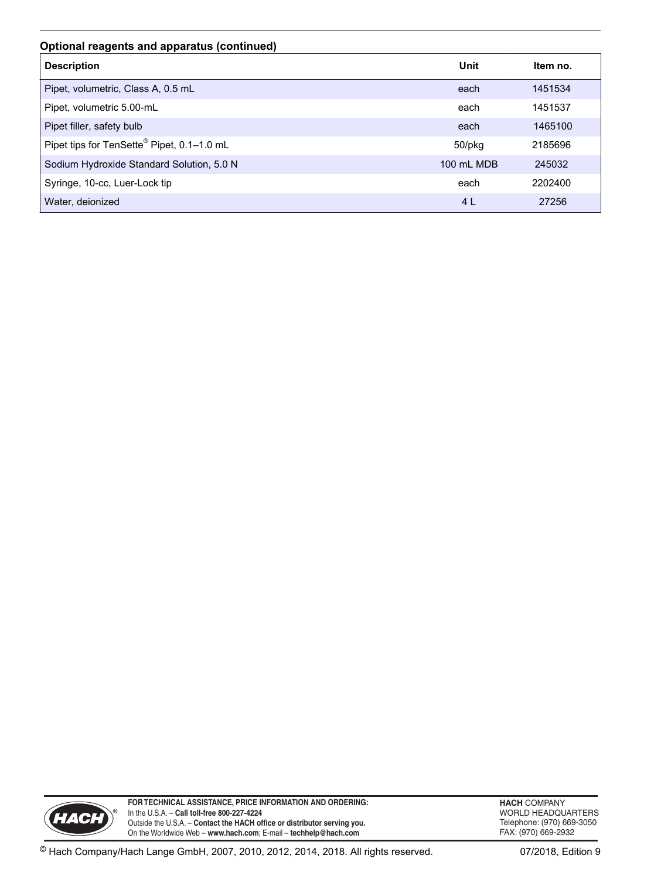**Optional reagents and apparatus (continued)**

| Description | Unit | Item no. |
| --- | --- | --- |
| Pipet, volumetric, Class A, 0.5 mL | each | 1451534 |
| Pipet, volumetric 5.00-mL | each | 1451537 |
| Pipet filler, safety bulb | each | 1465100 |
| Pipet tips for TenSette® Pipet, 0.1–1.0 mL | 50/pkg | 2185696 |
| Sodium Hydroxide Standard Solution, 5.0 N | 100 mL MDB | 245032 |
| Syringe, 10-cc, Luer-Lock tip | each | 2202400 |
| Water, deionized | 4 L | 27256 |

**FOR TECHNICAL ASSISTANCE, PRICE INFORMATION AND ORDERING:**
In the U.S.A. – **Call toll-free 800-227-4224**
Outside the U.S.A. – **Contact the HACH office or distributor serving you.**
On the Worldwide Web – **www.hach.com**; E-mail – **techhelp@hach.com**

**HACH** COMPANY
WORLD HEADQUARTERS
Telephone: (970) 669-3050
FAX: (970) 669-2932

© Hach Company/Hach Lange GmbH, 2007, 2010, 2012, 2014, 2018. All rights reserved.

07/2018, Edition 9